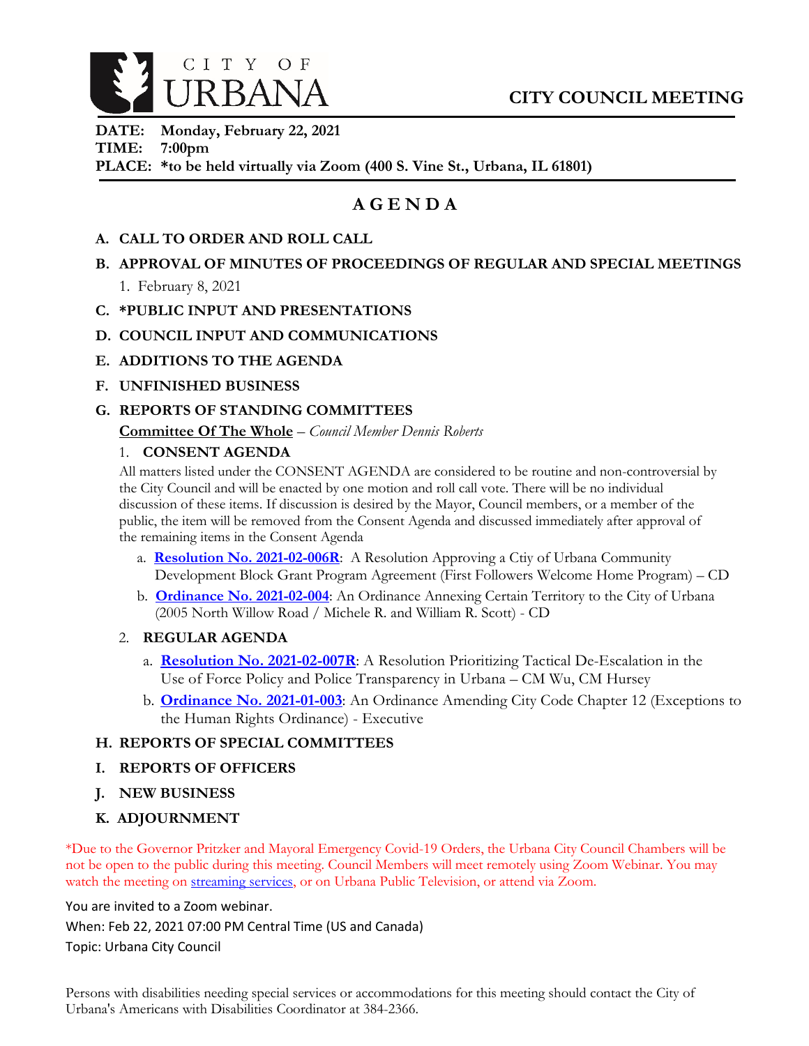CITY OF URBANA

# CITY COUNCIL MEETING

**DATE: Monday, February 22, 2021**
**TIME: 7:00pm**
**PLACE: *to be held virtually via Zoom (400 S. Vine St., Urbana, IL 61801)**

## A G E N D A

**A. CALL TO ORDER AND ROLL CALL**

**B. APPROVAL OF MINUTES OF PROCEEDINGS OF REGULAR AND SPECIAL MEETINGS**

1. February 8, 2021

**C. *PUBLIC INPUT AND PRESENTATIONS**

**D. COUNCIL INPUT AND COMMUNICATIONS**

**E. ADDITIONS TO THE AGENDA**

**F. UNFINISHED BUSINESS**

**G. REPORTS OF STANDING COMMITTEES**

**Committee Of The Whole** – *Council Member Dennis Roberts*

1. **CONSENT AGENDA**

All matters listed under the CONSENT AGENDA are considered to be routine and non-controversial by the City Council and will be enacted by one motion and roll call vote. There will be no individual discussion of these items. If discussion is desired by the Mayor, Council members, or a member of the public, the item will be removed from the Consent Agenda and discussed immediately after approval of the remaining items in the Consent Agenda

a. **Resolution No. 2021-02-006R**: A Resolution Approving a Ctiy of Urbana Community Development Block Grant Program Agreement (First Followers Welcome Home Program) – CD

b. **Ordinance No. 2021-02-004**: An Ordinance Annexing Certain Territory to the City of Urbana (2005 North Willow Road / Michele R. and William R. Scott) - CD

2. **REGULAR AGENDA**

a. **Resolution No. 2021-02-007R**: A Resolution Prioritizing Tactical De-Escalation in the Use of Force Policy and Police Transparency in Urbana – CM Wu, CM Hursey

b. **Ordinance No. 2021-01-003**: An Ordinance Amending City Code Chapter 12 (Exceptions to the Human Rights Ordinance) - Executive

**H. REPORTS OF SPECIAL COMMITTEES**

**I. REPORTS OF OFFICERS**

**J. NEW BUSINESS**

**K. ADJOURNMENT**

*Due to the Governor Pritzker and Mayoral Emergency Covid-19 Orders, the Urbana City Council Chambers will be not be open to the public during this meeting. Council Members will meet remotely using Zoom Webinar. You may watch the meeting on streaming services, or on Urbana Public Television, or attend via Zoom.

You are invited to a Zoom webinar.
When: Feb 22, 2021 07:00 PM Central Time (US and Canada)
Topic: Urbana City Council

Persons with disabilities needing special services or accommodations for this meeting should contact the City of Urbana's Americans with Disabilities Coordinator at 384-2366.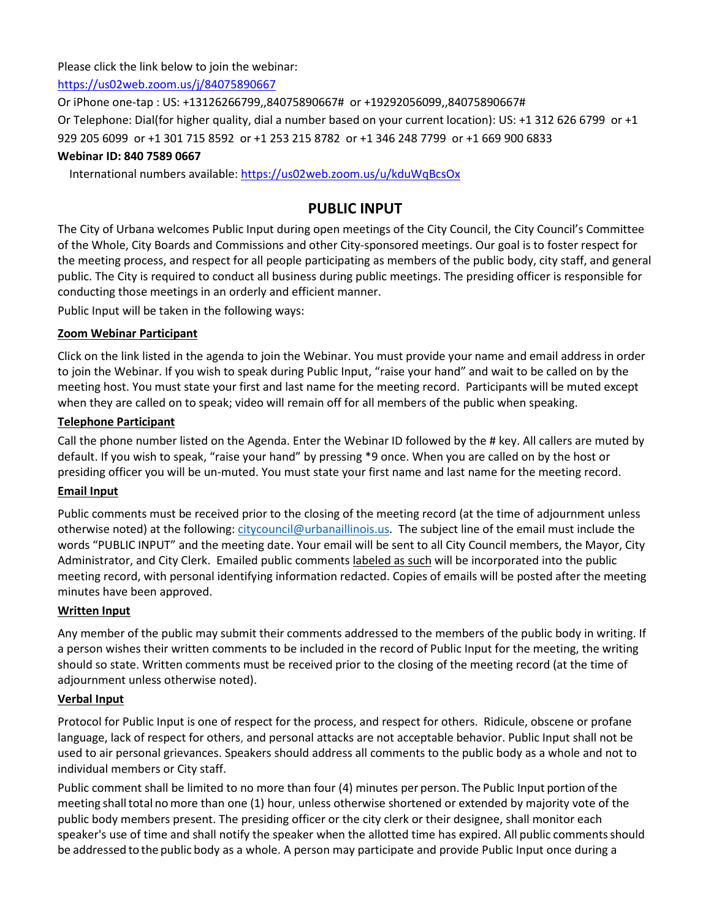Please click the link below to join the webinar:

https://us02web.zoom.us/j/84075890667

Or iPhone one-tap : US: +13126266799,,84075890667# or +19292056099,,84075890667#

Or Telephone: Dial(for higher quality, dial a number based on your current location): US: +1 312 626 6799 or +1 929 205 6099 or +1 301 715 8592 or +1 253 215 8782 or +1 346 248 7799 or +1 669 900 6833

**Webinar ID: 840 7589 0667**

International numbers available: https://us02web.zoom.us/u/kduWqBcsOx

## PUBLIC INPUT

The City of Urbana welcomes Public Input during open meetings of the City Council, the City Council's Committee of the Whole, City Boards and Commissions and other City-sponsored meetings. Our goal is to foster respect for the meeting process, and respect for all people participating as members of the public body, city staff, and general public. The City is required to conduct all business during public meetings. The presiding officer is responsible for conducting those meetings in an orderly and efficient manner.

Public Input will be taken in the following ways:

**Zoom Webinar Participant**

Click on the link listed in the agenda to join the Webinar. You must provide your name and email address in order to join the Webinar. If you wish to speak during Public Input, "raise your hand" and wait to be called on by the meeting host. You must state your first and last name for the meeting record. Participants will be muted except when they are called on to speak; video will remain off for all members of the public when speaking.

**Telephone Participant**

Call the phone number listed on the Agenda. Enter the Webinar ID followed by the # key. All callers are muted by default. If you wish to speak, "raise your hand" by pressing *9 once. When you are called on by the host or presiding officer you will be un-muted. You must state your first name and last name for the meeting record.

**Email Input**

Public comments must be received prior to the closing of the meeting record (at the time of adjournment unless otherwise noted) at the following: citycouncil@urbanaillinois.us. The subject line of the email must include the words "PUBLIC INPUT" and the meeting date. Your email will be sent to all City Council members, the Mayor, City Administrator, and City Clerk. Emailed public comments labeled as such will be incorporated into the public meeting record, with personal identifying information redacted. Copies of emails will be posted after the meeting minutes have been approved.

**Written Input**

Any member of the public may submit their comments addressed to the members of the public body in writing. If a person wishes their written comments to be included in the record of Public Input for the meeting, the writing should so state. Written comments must be received prior to the closing of the meeting record (at the time of adjournment unless otherwise noted).

**Verbal Input**

Protocol for Public Input is one of respect for the process, and respect for others. Ridicule, obscene or profane language, lack of respect for others, and personal attacks are not acceptable behavior. Public Input shall not be used to air personal grievances. Speakers should address all comments to the public body as a whole and not to individual members or City staff.

Public comment shall be limited to no more than four (4) minutes per person. The Public Input portion of the meeting shall total no more than one (1) hour, unless otherwise shortened or extended by majority vote of the public body members present. The presiding officer or the city clerk or their designee, shall monitor each speaker's use of time and shall notify the speaker when the allotted time has expired. All public comments should be addressed to the public body as a whole. A person may participate and provide Public Input once during a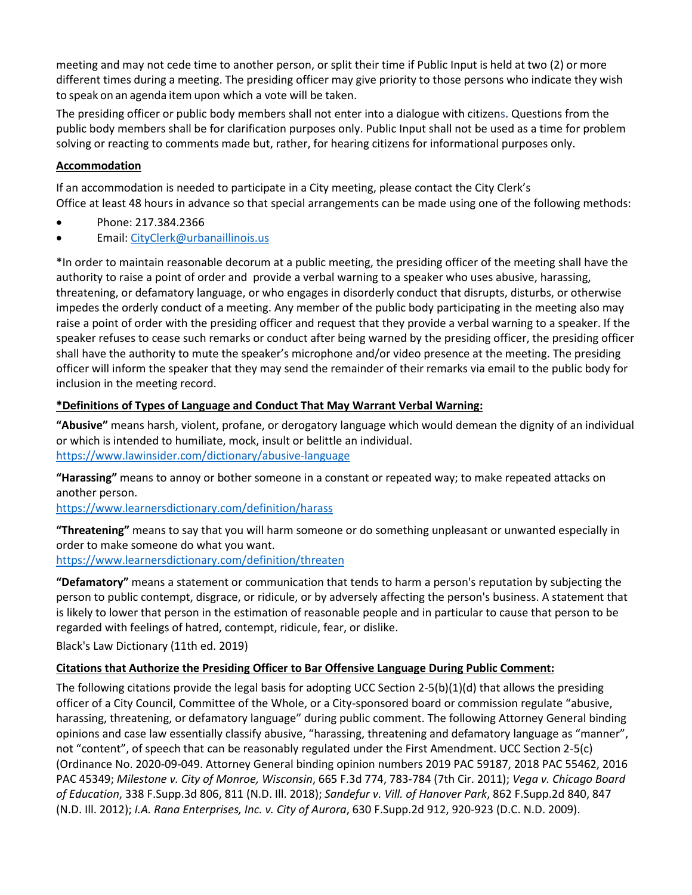meeting and may not cede time to another person, or split their time if Public Input is held at two (2) or more different times during a meeting. The presiding officer may give priority to those persons who indicate they wish to speak on an agenda item upon which a vote will be taken.

The presiding officer or public body members shall not enter into a dialogue with citizens. Questions from the public body members shall be for clarification purposes only. Public Input shall not be used as a time for problem solving or reacting to comments made but, rather, for hearing citizens for informational purposes only.

**Accommodation**

If an accommodation is needed to participate in a City meeting, please contact the City Clerk's Office at least 48 hours in advance so that special arrangements can be made using one of the following methods:

- Phone: 217.384.2366
- Email: CityClerk@urbanaillinois.us

*In order to maintain reasonable decorum at a public meeting, the presiding officer of the meeting shall have the authority to raise a point of order and provide a verbal warning to a speaker who uses abusive, harassing, threatening, or defamatory language, or who engages in disorderly conduct that disrupts, disturbs, or otherwise impedes the orderly conduct of a meeting. Any member of the public body participating in the meeting also may raise a point of order with the presiding officer and request that they provide a verbal warning to a speaker. If the speaker refuses to cease such remarks or conduct after being warned by the presiding officer, the presiding officer shall have the authority to mute the speaker's microphone and/or video presence at the meeting. The presiding officer will inform the speaker that they may send the remainder of their remarks via email to the public body for inclusion in the meeting record.

**\*Definitions of Types of Language and Conduct That May Warrant Verbal Warning:**

**"Abusive"** means harsh, violent, profane, or derogatory language which would demean the dignity of an individual or which is intended to humiliate, mock, insult or belittle an individual.
https://www.lawinsider.com/dictionary/abusive-language

**"Harassing"** means to annoy or bother someone in a constant or repeated way; to make repeated attacks on another person.
https://www.learnersdictionary.com/definition/harass

**"Threatening"** means to say that you will harm someone or do something unpleasant or unwanted especially in order to make someone do what you want.
https://www.learnersdictionary.com/definition/threaten

**"Defamatory"** means a statement or communication that tends to harm a person's reputation by subjecting the person to public contempt, disgrace, or ridicule, or by adversely affecting the person's business. A statement that is likely to lower that person in the estimation of reasonable people and in particular to cause that person to be regarded with feelings of hatred, contempt, ridicule, fear, or dislike.

Black's Law Dictionary (11th ed. 2019)

**Citations that Authorize the Presiding Officer to Bar Offensive Language During Public Comment:**

The following citations provide the legal basis for adopting UCC Section 2-5(b)(1)(d) that allows the presiding officer of a City Council, Committee of the Whole, or a City-sponsored board or commission regulate "abusive, harassing, threatening, or defamatory language" during public comment. The following Attorney General binding opinions and case law essentially classify abusive, "harassing, threatening and defamatory language as "manner", not "content", of speech that can be reasonably regulated under the First Amendment. UCC Section 2-5(c) (Ordinance No. 2020-09-049. Attorney General binding opinion numbers 2019 PAC 59187, 2018 PAC 55462, 2016 PAC 45349; *Milestone v. City of Monroe, Wisconsin*, 665 F.3d 774, 783-784 (7th Cir. 2011); *Vega v. Chicago Board of Education*, 338 F.Supp.3d 806, 811 (N.D. Ill. 2018); *Sandefur v. Vill. of Hanover Park*, 862 F.Supp.2d 840, 847 (N.D. Ill. 2012); *I.A. Rana Enterprises, Inc. v. City of Aurora*, 630 F.Supp.2d 912, 920-923 (D.C. N.D. 2009).